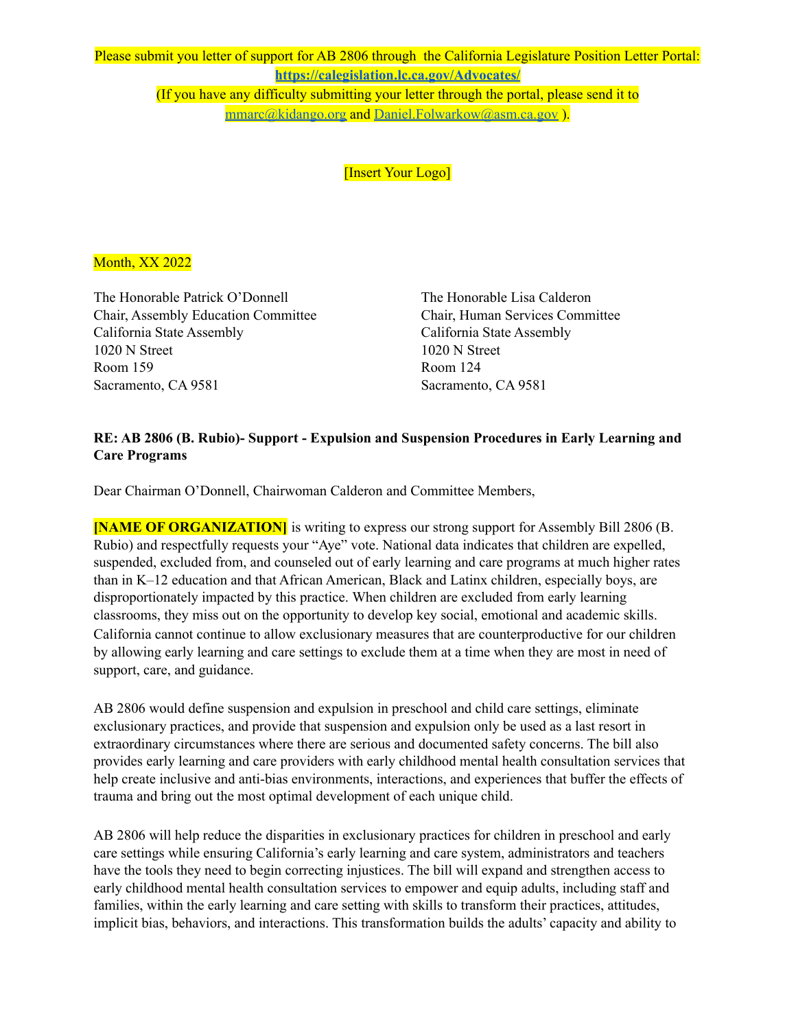Please submit you letter of support for AB 2806 through the California Legislature Position Letter Portal: **https://calegislation.lc.ca.gov/Advocates/**
(If you have any difficulty submitting your letter through the portal, please send it to mmarc@kidango.org and Daniel.Folwarkow@asm.ca.gov ).

[Insert Your Logo]

Month, XX 2022

The Honorable Patrick O'Donnell
Chair, Assembly Education Committee
California State Assembly
1020 N Street
Room 159
Sacramento, CA 9581

The Honorable Lisa Calderon
Chair, Human Services Committee
California State Assembly
1020 N Street
Room 124
Sacramento, CA 9581

**RE: AB 2806 (B. Rubio)- Support - Expulsion and Suspension Procedures in Early Learning and Care Programs**

Dear Chairman O'Donnell, Chairwoman Calderon and Committee Members,

**[NAME OF ORGANIZATION]** is writing to express our strong support for Assembly Bill 2806 (B. Rubio) and respectfully requests your "Aye" vote. National data indicates that children are expelled, suspended, excluded from, and counseled out of early learning and care programs at much higher rates than in K–12 education and that African American, Black and Latinx children, especially boys, are disproportionately impacted by this practice. When children are excluded from early learning classrooms, they miss out on the opportunity to develop key social, emotional and academic skills. California cannot continue to allow exclusionary measures that are counterproductive for our children by allowing early learning and care settings to exclude them at a time when they are most in need of support, care, and guidance.

AB 2806 would define suspension and expulsion in preschool and child care settings, eliminate exclusionary practices, and provide that suspension and expulsion only be used as a last resort in extraordinary circumstances where there are serious and documented safety concerns. The bill also provides early learning and care providers with early childhood mental health consultation services that help create inclusive and anti-bias environments, interactions, and experiences that buffer the effects of trauma and bring out the most optimal development of each unique child.

AB 2806 will help reduce the disparities in exclusionary practices for children in preschool and early care settings while ensuring California's early learning and care system, administrators and teachers have the tools they need to begin correcting injustices. The bill will expand and strengthen access to early childhood mental health consultation services to empower and equip adults, including staff and families, within the early learning and care setting with skills to transform their practices, attitudes, implicit bias, behaviors, and interactions. This transformation builds the adults' capacity and ability to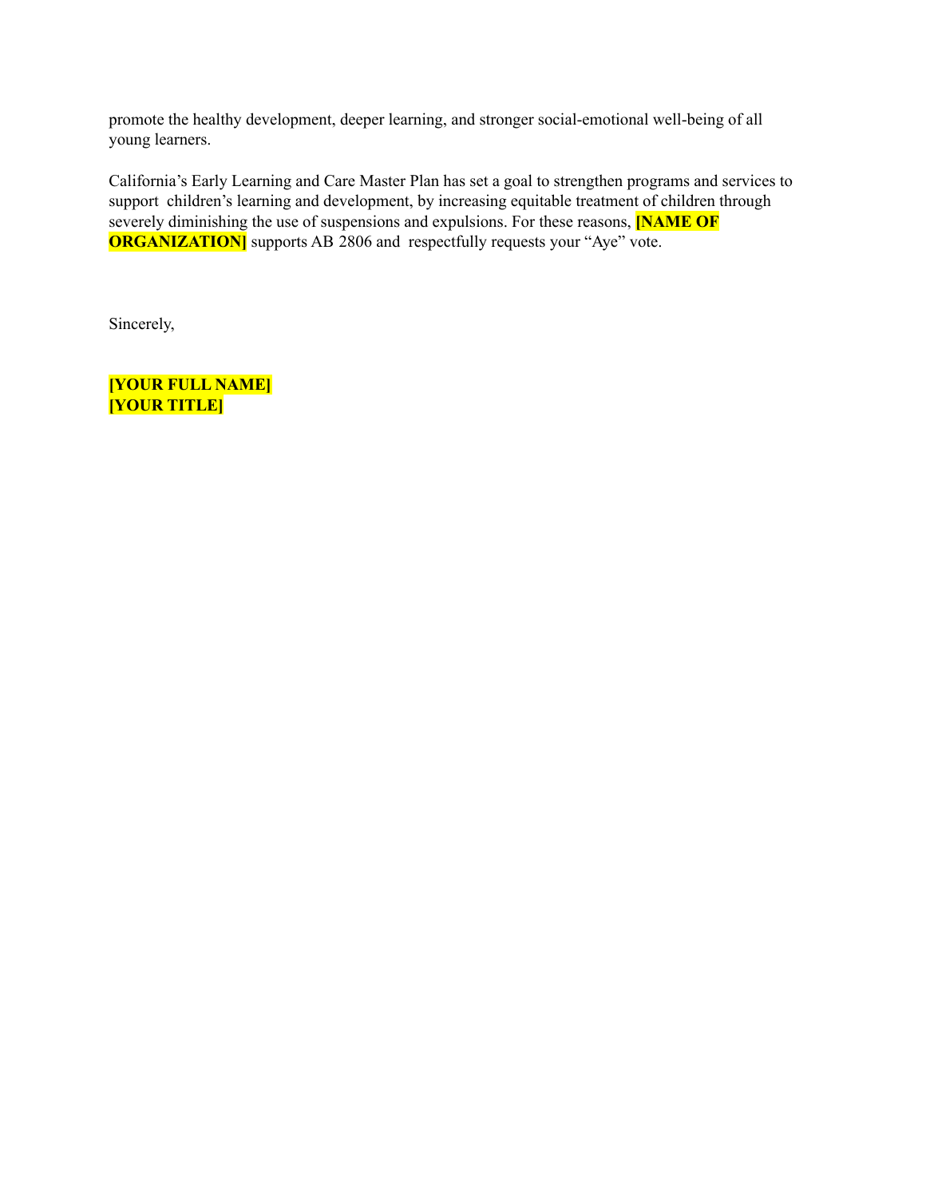promote the healthy development, deeper learning, and stronger social-emotional well-being of all young learners.

California's Early Learning and Care Master Plan has set a goal to strengthen programs and services to support children's learning and development, by increasing equitable treatment of children through severely diminishing the use of suspensions and expulsions. For these reasons, **[NAME OF ORGANIZATION]** supports AB 2806 and respectfully requests your "Aye" vote.

Sincerely,

**[YOUR FULL NAME]**
**[YOUR TITLE]**